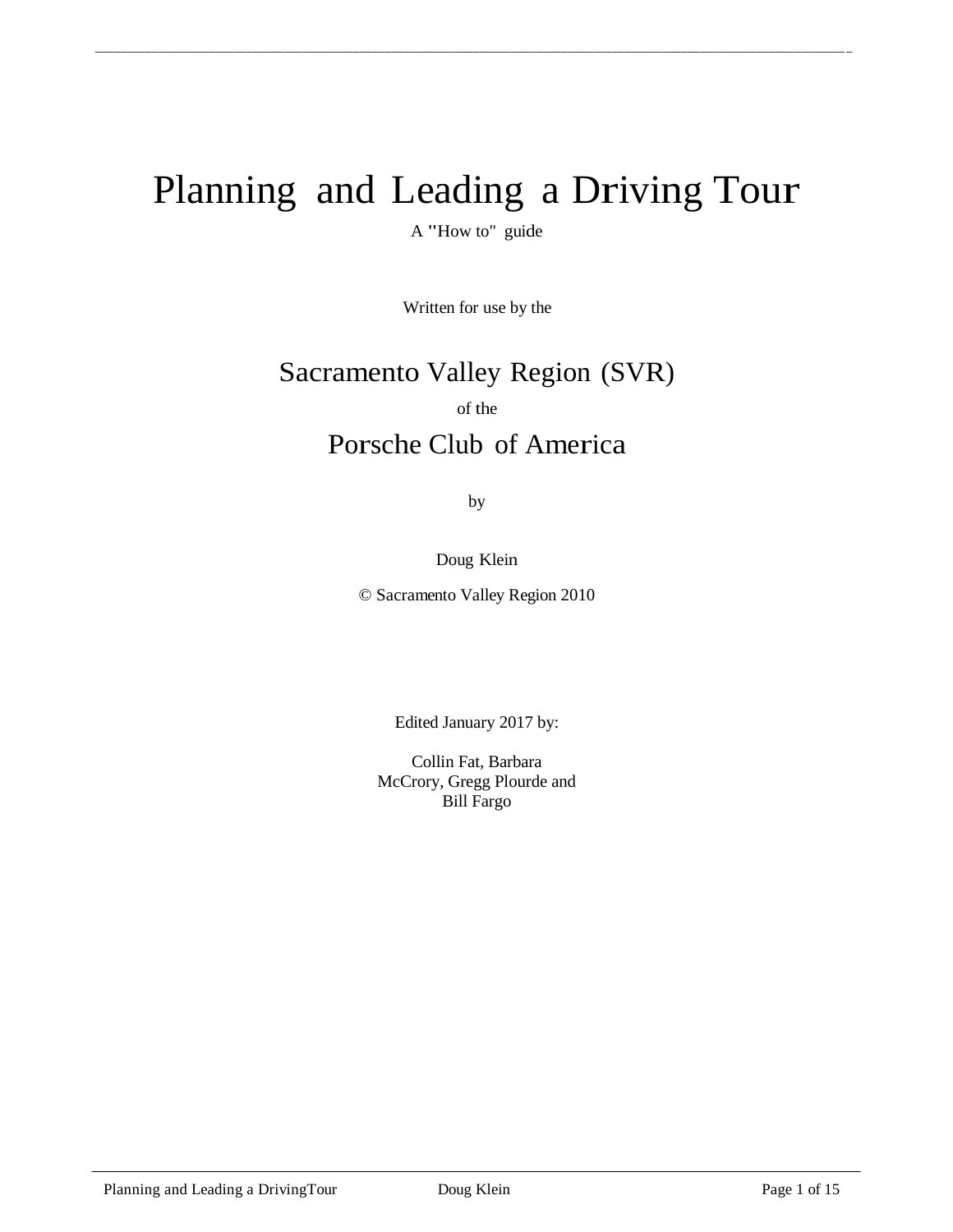# Planning and Leading a Driving Tour

A "How to" guide

Written for use by the

## Sacramento Valley Region (SVR)

of the

## Porsche Club of America

by

Doug Klein

© Sacramento Valley Region 2010

Edited January 2017 by:

Collin Fat, Barbara McCrory, Gregg Plourde and Bill Fargo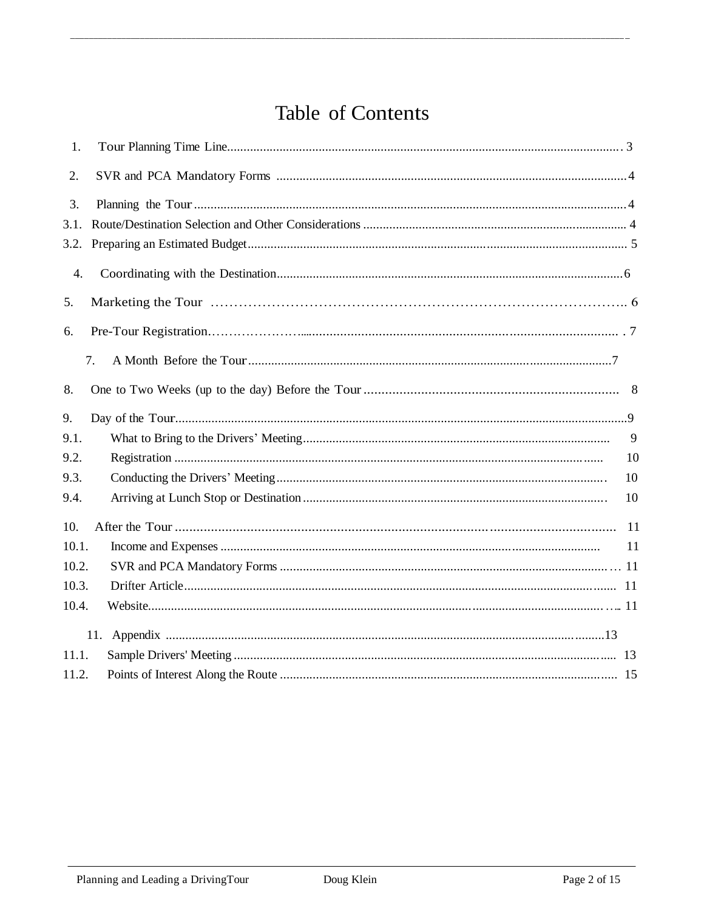# Table of Contents

1. Tour Planning Time Line........................................................ 3
2. SVR and PCA Mandatory Forms ........................................................ 4
3. Planning the Tour ........................................................ 4
   - 3.1. Route/Destination Selection and Other Considerations ........................................................ 4
   - 3.2. Preparing an Estimated Budget........................................................ 5
4. Coordinating with the Destination........................................................ 6
5. Marketing the Tour ........................................................ 6
6. Pre-Tour Registration........................................................ 7
7. A Month Before the Tour........................................................ 7
8. One to Two Weeks (up to the day) Before the Tour ........................................................ 8
9. Day of the Tour........................................................ 9
   - 9.1. What to Bring to the Drivers' Meeting........................................................ 9
   - 9.2. Registration ........................................................ 10
   - 9.3. Conducting the Drivers' Meeting........................................................ 10
   - 9.4. Arriving at Lunch Stop or Destination ........................................................ 10
10. After the Tour ........................................................ 11
    - 10.1. Income and Expenses ........................................................ 11
    - 10.2. SVR and PCA Mandatory Forms ........................................................ 11
    - 10.3. Drifter Article........................................................ 11
    - 10.4. Website........................................................ 11
11. Appendix ........................................................ 13
    - 11.1. Sample Drivers' Meeting ........................................................ 13
    - 11.2. Points of Interest Along the Route ........................................................ 15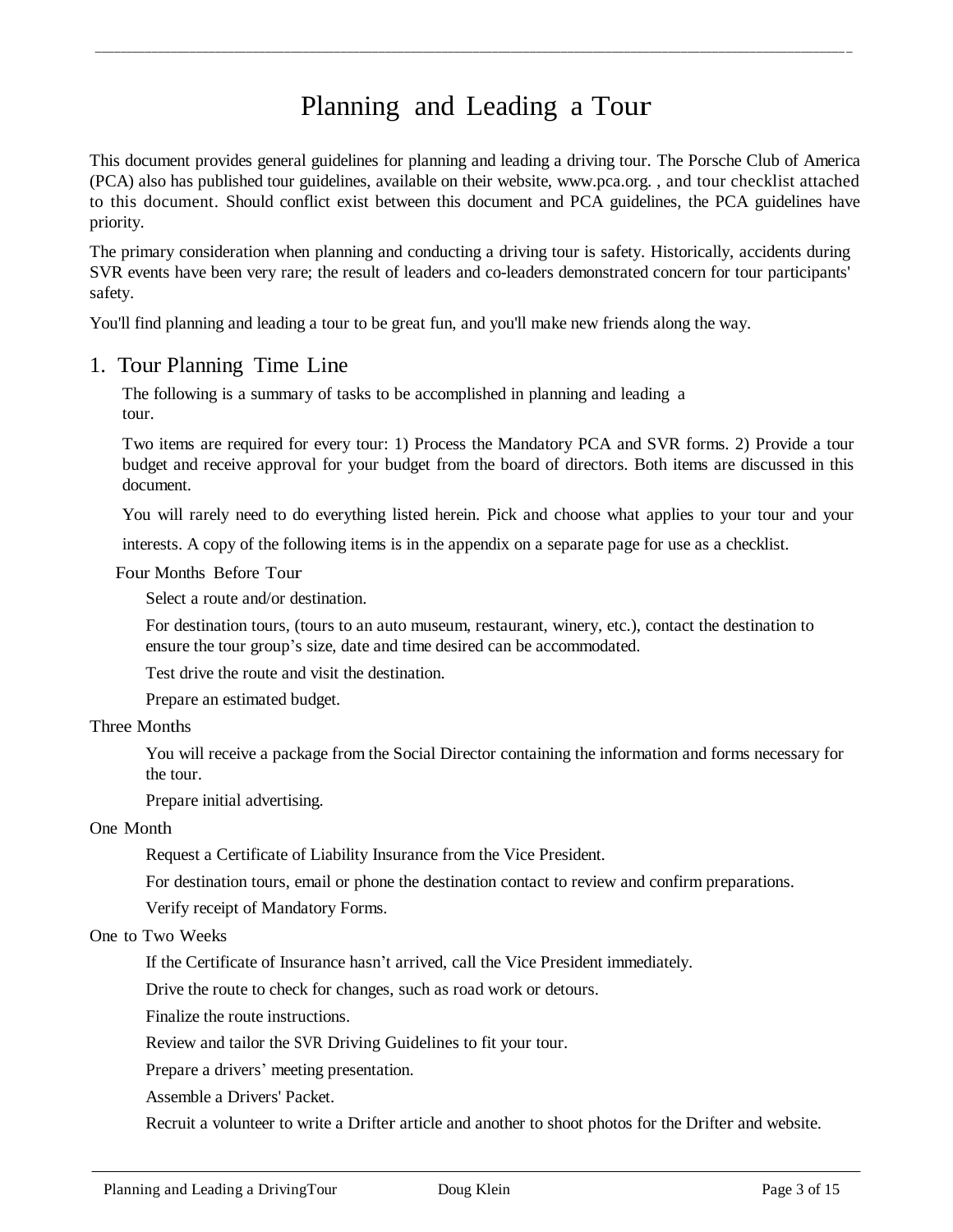# Planning and Leading a Tour

This document provides general guidelines for planning and leading a driving tour. The Porsche Club of America (PCA) also has published tour guidelines, available on their website, www.pca.org. , and tour checklist attached to this document. Should conflict exist between this document and PCA guidelines, the PCA guidelines have priority.

The primary consideration when planning and conducting a driving tour is safety. Historically, accidents during SVR events have been very rare; the result of leaders and co-leaders demonstrated concern for tour participants' safety.

You'll find planning and leading a tour to be great fun, and you'll make new friends along the way.

## 1. Tour Planning Time Line

The following is a summary of tasks to be accomplished in planning and leading a tour.

Two items are required for every tour: 1) Process the Mandatory PCA and SVR forms. 2) Provide a tour budget and receive approval for your budget from the board of directors. Both items are discussed in this document.

You will rarely need to do everything listed herein. Pick and choose what applies to your tour and your interests. A copy of the following items is in the appendix on a separate page for use as a checklist.

### Four Months Before Tour

- Select a route and/or destination.
- For destination tours, (tours to an auto museum, restaurant, winery, etc.), contact the destination to ensure the tour group's size, date and time desired can be accommodated.
- Test drive the route and visit the destination.
- Prepare an estimated budget.

### Three Months

- You will receive a package from the Social Director containing the information and forms necessary for the tour.
- Prepare initial advertising.

### One Month

- Request a Certificate of Liability Insurance from the Vice President.
- For destination tours, email or phone the destination contact to review and confirm preparations.
- Verify receipt of Mandatory Forms.

### One to Two Weeks

- If the Certificate of Insurance hasn't arrived, call the Vice President immediately.
- Drive the route to check for changes, such as road work or detours.
- Finalize the route instructions.
- Review and tailor the SVR Driving Guidelines to fit your tour.
- Prepare a drivers' meeting presentation.
- Assemble a Drivers' Packet.
- Recruit a volunteer to write a Drifter article and another to shoot photos for the Drifter and website.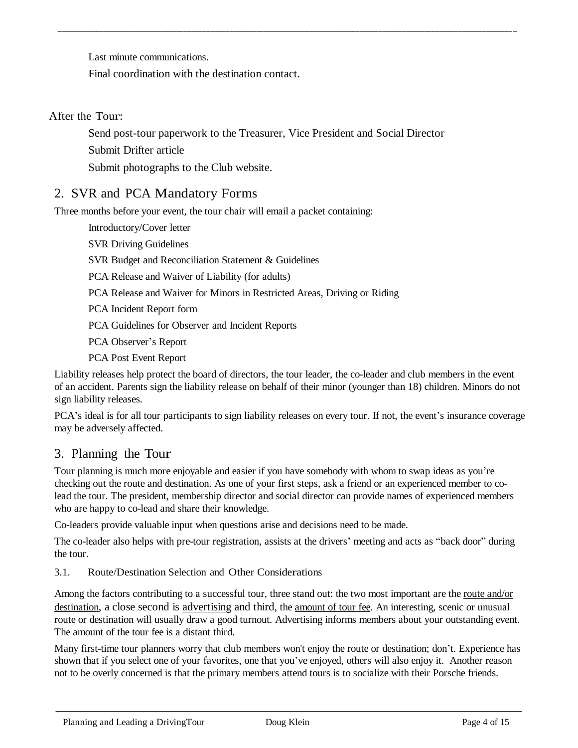Last minute communications.

Final coordination with the destination contact.

After the Tour:

Send post-tour paperwork to the Treasurer, Vice President and Social Director

Submit Drifter article

Submit photographs to the Club website.

## 2. SVR and PCA Mandatory Forms

Three months before your event, the tour chair will email a packet containing:

Introductory/Cover letter

SVR Driving Guidelines

SVR Budget and Reconciliation Statement & Guidelines

PCA Release and Waiver of Liability (for adults)

PCA Release and Waiver for Minors in Restricted Areas, Driving or Riding

PCA Incident Report form

PCA Guidelines for Observer and Incident Reports

PCA Observer's Report

PCA Post Event Report

Liability releases help protect the board of directors, the tour leader, the co-leader and club members in the event of an accident. Parents sign the liability release on behalf of their minor (younger than 18) children. Minors do not sign liability releases.

PCA's ideal is for all tour participants to sign liability releases on every tour. If not, the event's insurance coverage may be adversely affected.

## 3. Planning the Tour

Tour planning is much more enjoyable and easier if you have somebody with whom to swap ideas as you're checking out the route and destination. As one of your first steps, ask a friend or an experienced member to co-lead the tour. The president, membership director and social director can provide names of experienced members who are happy to co-lead and share their knowledge.

Co-leaders provide valuable input when questions arise and decisions need to be made.

The co-leader also helps with pre-tour registration, assists at the drivers' meeting and acts as "back door" during the tour.

### 3.1. Route/Destination Selection and Other Considerations

Among the factors contributing to a successful tour, three stand out: the two most important are the route and/or destination, a close second is advertising and third, the amount of tour fee. An interesting, scenic or unusual route or destination will usually draw a good turnout. Advertising informs members about your outstanding event. The amount of the tour fee is a distant third.

Many first-time tour planners worry that club members won't enjoy the route or destination; don't. Experience has shown that if you select one of your favorites, one that you've enjoyed, others will also enjoy it. Another reason not to be overly concerned is that the primary members attend tours is to socialize with their Porsche friends.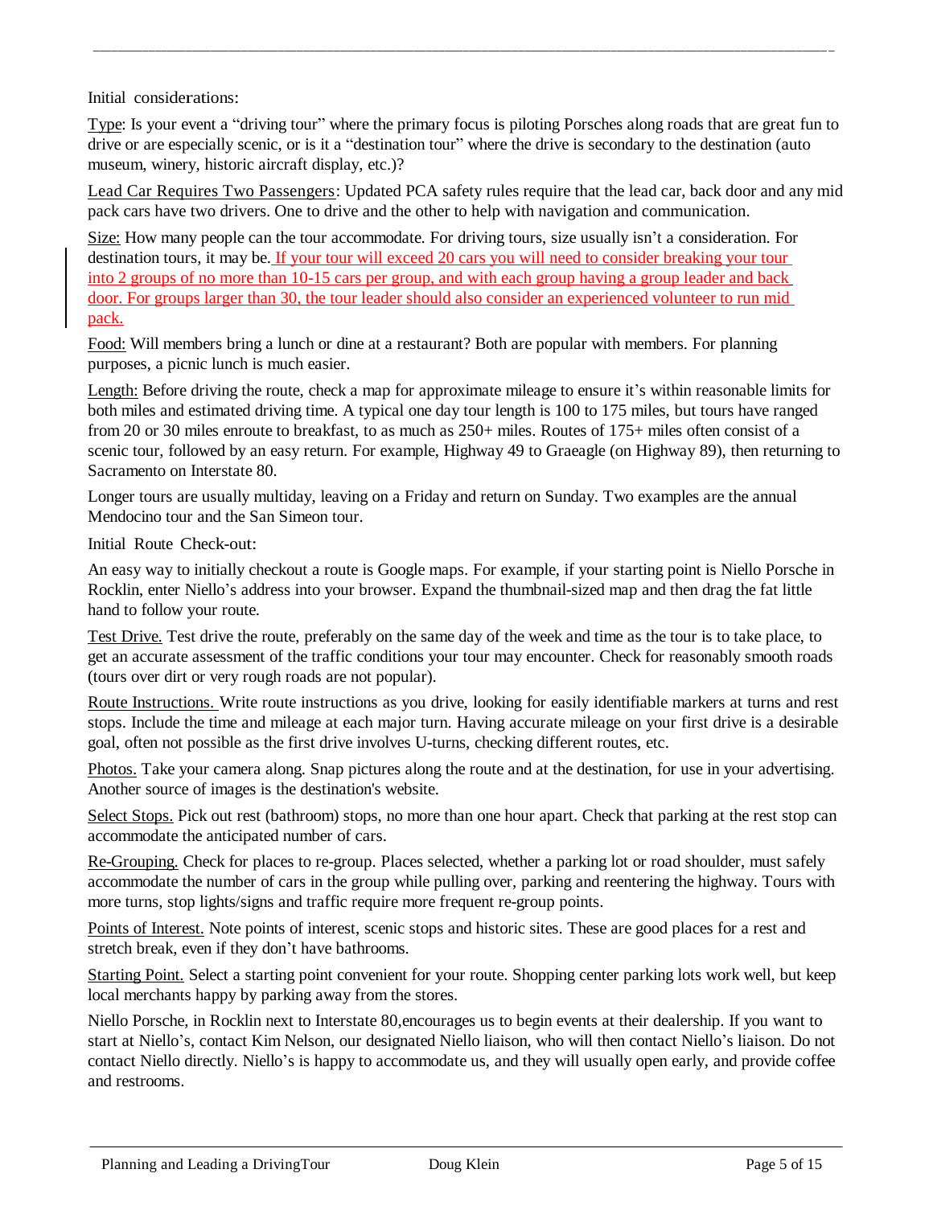Initial considerations:

Type: Is your event a "driving tour" where the primary focus is piloting Porsches along roads that are great fun to drive or are especially scenic, or is it a "destination tour" where the drive is secondary to the destination (auto museum, winery, historic aircraft display, etc.)?

Lead Car Requires Two Passengers: Updated PCA safety rules require that the lead car, back door and any mid pack cars have two drivers. One to drive and the other to help with navigation and communication.

Size: How many people can the tour accommodate. For driving tours, size usually isn't a consideration. For destination tours, it may be. If your tour will exceed 20 cars you will need to consider breaking your tour into 2 groups of no more than 10-15 cars per group, and with each group having a group leader and back door. For groups larger than 30, the tour leader should also consider an experienced volunteer to run mid pack.

Food: Will members bring a lunch or dine at a restaurant? Both are popular with members. For planning purposes, a picnic lunch is much easier.

Length: Before driving the route, check a map for approximate mileage to ensure it's within reasonable limits for both miles and estimated driving time. A typical one day tour length is 100 to 175 miles, but tours have ranged from 20 or 30 miles enroute to breakfast, to as much as 250+ miles. Routes of 175+ miles often consist of a scenic tour, followed by an easy return. For example, Highway 49 to Graeagle (on Highway 89), then returning to Sacramento on Interstate 80.

Longer tours are usually multiday, leaving on a Friday and return on Sunday. Two examples are the annual Mendocino tour and the San Simeon tour.

Initial Route Check-out:

An easy way to initially checkout a route is Google maps. For example, if your starting point is Niello Porsche in Rocklin, enter Niello's address into your browser. Expand the thumbnail-sized map and then drag the fat little hand to follow your route.

Test Drive. Test drive the route, preferably on the same day of the week and time as the tour is to take place, to get an accurate assessment of the traffic conditions your tour may encounter. Check for reasonably smooth roads (tours over dirt or very rough roads are not popular).

Route Instructions. Write route instructions as you drive, looking for easily identifiable markers at turns and rest stops. Include the time and mileage at each major turn. Having accurate mileage on your first drive is a desirable goal, often not possible as the first drive involves U-turns, checking different routes, etc.

Photos. Take your camera along. Snap pictures along the route and at the destination, for use in your advertising. Another source of images is the destination's website.

Select Stops. Pick out rest (bathroom) stops, no more than one hour apart. Check that parking at the rest stop can accommodate the anticipated number of cars.

Re-Grouping. Check for places to re-group. Places selected, whether a parking lot or road shoulder, must safely accommodate the number of cars in the group while pulling over, parking and reentering the highway. Tours with more turns, stop lights/signs and traffic require more frequent re-group points.

Points of Interest. Note points of interest, scenic stops and historic sites. These are good places for a rest and stretch break, even if they don't have bathrooms.

Starting Point. Select a starting point convenient for your route. Shopping center parking lots work well, but keep local merchants happy by parking away from the stores.

Niello Porsche, in Rocklin next to Interstate 80,encourages us to begin events at their dealership. If you want to start at Niello's, contact Kim Nelson, our designated Niello liaison, who will then contact Niello's liaison. Do not contact Niello directly. Niello's is happy to accommodate us, and they will usually open early, and provide coffee and restrooms.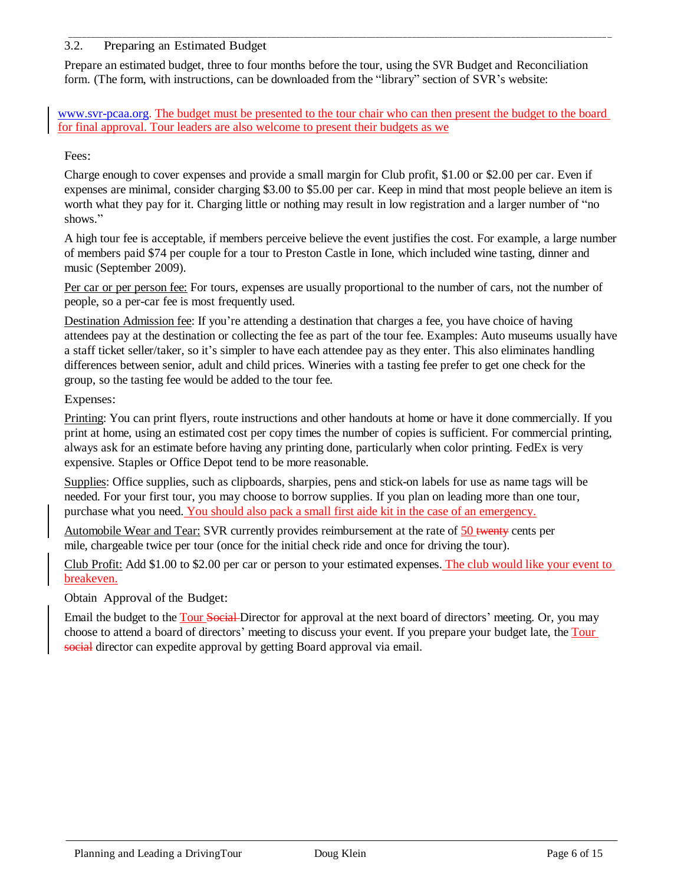## 3.2. Preparing an Estimated Budget

Prepare an estimated budget, three to four months before the tour, using the SVR Budget and Reconciliation form. (The form, with instructions, can be downloaded from the "library" section of SVR's website:

www.svr-pcaa.org. The budget must be presented to the tour chair who can then present the budget to the board for final approval. Tour leaders are also welcome to present their budgets as we

Fees:

Charge enough to cover expenses and provide a small margin for Club profit, $1.00 or $2.00 per car. Even if expenses are minimal, consider charging $3.00 to $5.00 per car. Keep in mind that most people believe an item is worth what they pay for it. Charging little or nothing may result in low registration and a larger number of "no shows."

A high tour fee is acceptable, if members perceive believe the event justifies the cost. For example, a large number of members paid $74 per couple for a tour to Preston Castle in Ione, which included wine tasting, dinner and music (September 2009).

Per car or per person fee: For tours, expenses are usually proportional to the number of cars, not the number of people, so a per-car fee is most frequently used.

Destination Admission fee: If you're attending a destination that charges a fee, you have choice of having attendees pay at the destination or collecting the fee as part of the tour fee. Examples: Auto museums usually have a staff ticket seller/taker, so it's simpler to have each attendee pay as they enter. This also eliminates handling differences between senior, adult and child prices. Wineries with a tasting fee prefer to get one check for the group, so the tasting fee would be added to the tour fee.

Expenses:

Printing: You can print flyers, route instructions and other handouts at home or have it done commercially. If you print at home, using an estimated cost per copy times the number of copies is sufficient. For commercial printing, always ask for an estimate before having any printing done, particularly when color printing. FedEx is very expensive. Staples or Office Depot tend to be more reasonable.

Supplies: Office supplies, such as clipboards, sharpies, pens and stick-on labels for use as name tags will be needed. For your first tour, you may choose to borrow supplies. If you plan on leading more than one tour, purchase what you need. You should also pack a small first aide kit in the case of an emergency.

Automobile Wear and Tear: SVR currently provides reimbursement at the rate of 50 ~~twenty~~ cents per mile, chargeable twice per tour (once for the initial check ride and once for driving the tour).

Club Profit: Add $1.00 to $2.00 per car or person to your estimated expenses. The club would like your event to breakeven.

Obtain Approval of the Budget:

Email the budget to the Tour ~~Social~~ Director for approval at the next board of directors' meeting. Or, you may choose to attend a board of directors' meeting to discuss your event. If you prepare your budget late, the Tour ~~social~~ director can expedite approval by getting Board approval via email.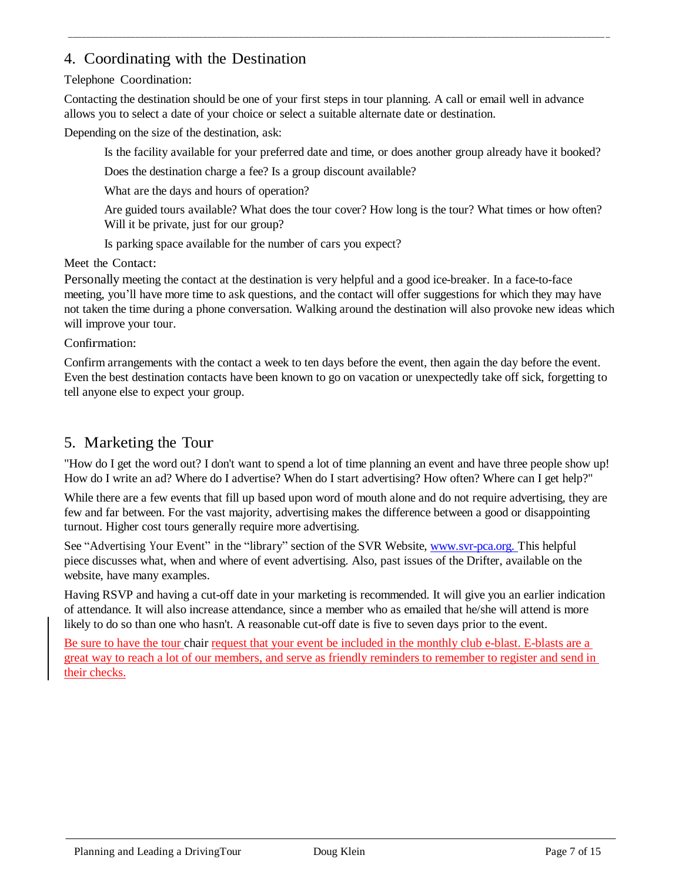## 4. Coordinating with the Destination

Telephone Coordination:

Contacting the destination should be one of your first steps in tour planning. A call or email well in advance allows you to select a date of your choice or select a suitable alternate date or destination.

Depending on the size of the destination, ask:

> Is the facility available for your preferred date and time, or does another group already have it booked?
>
> Does the destination charge a fee? Is a group discount available?
>
> What are the days and hours of operation?
>
> Are guided tours available? What does the tour cover? How long is the tour? What times or how often? Will it be private, just for our group?
>
> Is parking space available for the number of cars you expect?

Meet the Contact:

Personally meeting the contact at the destination is very helpful and a good ice-breaker. In a face-to-face meeting, you'll have more time to ask questions, and the contact will offer suggestions for which they may have not taken the time during a phone conversation. Walking around the destination will also provoke new ideas which will improve your tour.

Confirmation:

Confirm arrangements with the contact a week to ten days before the event, then again the day before the event. Even the best destination contacts have been known to go on vacation or unexpectedly take off sick, forgetting to tell anyone else to expect your group.

## 5. Marketing the Tour

"How do I get the word out? I don't want to spend a lot of time planning an event and have three people show up! How do I write an ad? Where do I advertise? When do I start advertising? How often? Where can I get help?"

While there are a few events that fill up based upon word of mouth alone and do not require advertising, they are few and far between. For the vast majority, advertising makes the difference between a good or disappointing turnout. Higher cost tours generally require more advertising.

See "Advertising Your Event" in the "library" section of the SVR Website, www.svr-pca.org. This helpful piece discusses what, when and where of event advertising. Also, past issues of the Drifter, available on the website, have many examples.

Having RSVP and having a cut-off date in your marketing is recommended. It will give you an earlier indication of attendance. It will also increase attendance, since a member who as emailed that he/she will attend is more likely to do so than one who hasn't. A reasonable cut-off date is five to seven days prior to the event.

Be sure to have the tour chair request that your event be included in the monthly club e-blast. E-blasts are a great way to reach a lot of our members, and serve as friendly reminders to remember to register and send in their checks.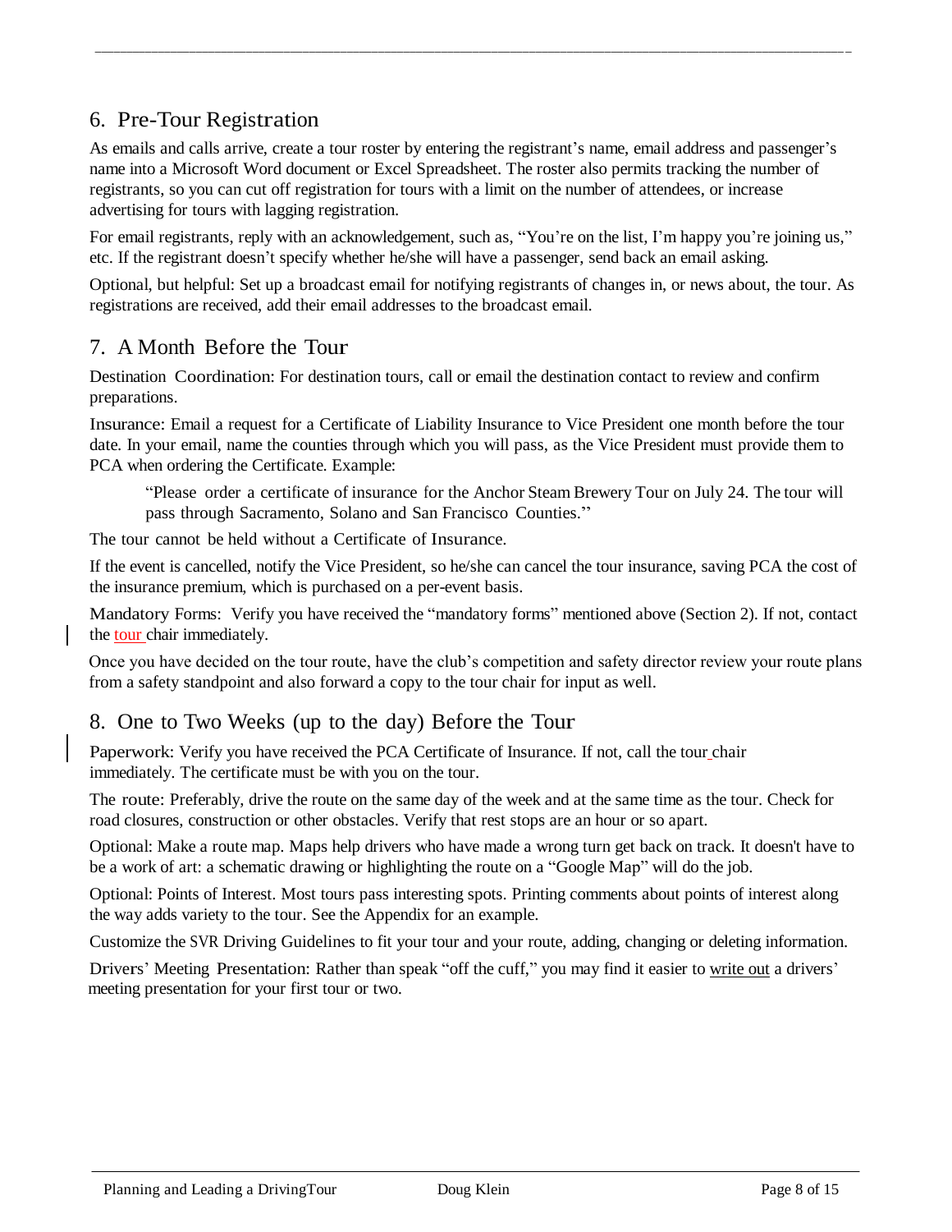## 6. Pre-Tour Registration

As emails and calls arrive, create a tour roster by entering the registrant's name, email address and passenger's name into a Microsoft Word document or Excel Spreadsheet. The roster also permits tracking the number of registrants, so you can cut off registration for tours with a limit on the number of attendees, or increase advertising for tours with lagging registration.

For email registrants, reply with an acknowledgement, such as, "You're on the list, I'm happy you're joining us," etc. If the registrant doesn't specify whether he/she will have a passenger, send back an email asking.

Optional, but helpful: Set up a broadcast email for notifying registrants of changes in, or news about, the tour. As registrations are received, add their email addresses to the broadcast email.

## 7. A Month Before the Tour

Destination Coordination: For destination tours, call or email the destination contact to review and confirm preparations.

Insurance: Email a request for a Certificate of Liability Insurance to Vice President one month before the tour date. In your email, name the counties through which you will pass, as the Vice President must provide them to PCA when ordering the Certificate. Example:

> "Please order a certificate of insurance for the Anchor Steam Brewery Tour on July 24. The tour will pass through Sacramento, Solano and San Francisco Counties."

The tour cannot be held without a Certificate of Insurance.

If the event is cancelled, notify the Vice President, so he/she can cancel the tour insurance, saving PCA the cost of the insurance premium, which is purchased on a per-event basis.

Mandatory Forms: Verify you have received the "mandatory forms" mentioned above (Section 2). If not, contact the tour chair immediately.

Once you have decided on the tour route, have the club's competition and safety director review your route plans from a safety standpoint and also forward a copy to the tour chair for input as well.

## 8. One to Two Weeks (up to the day) Before the Tour

Paperwork: Verify you have received the PCA Certificate of Insurance. If not, call the tour chair immediately. The certificate must be with you on the tour.

The route: Preferably, drive the route on the same day of the week and at the same time as the tour. Check for road closures, construction or other obstacles. Verify that rest stops are an hour or so apart.

Optional: Make a route map. Maps help drivers who have made a wrong turn get back on track. It doesn't have to be a work of art: a schematic drawing or highlighting the route on a "Google Map" will do the job.

Optional: Points of Interest. Most tours pass interesting spots. Printing comments about points of interest along the way adds variety to the tour. See the Appendix for an example.

Customize the SVR Driving Guidelines to fit your tour and your route, adding, changing or deleting information.

Drivers' Meeting Presentation: Rather than speak "off the cuff," you may find it easier to write out a drivers' meeting presentation for your first tour or two.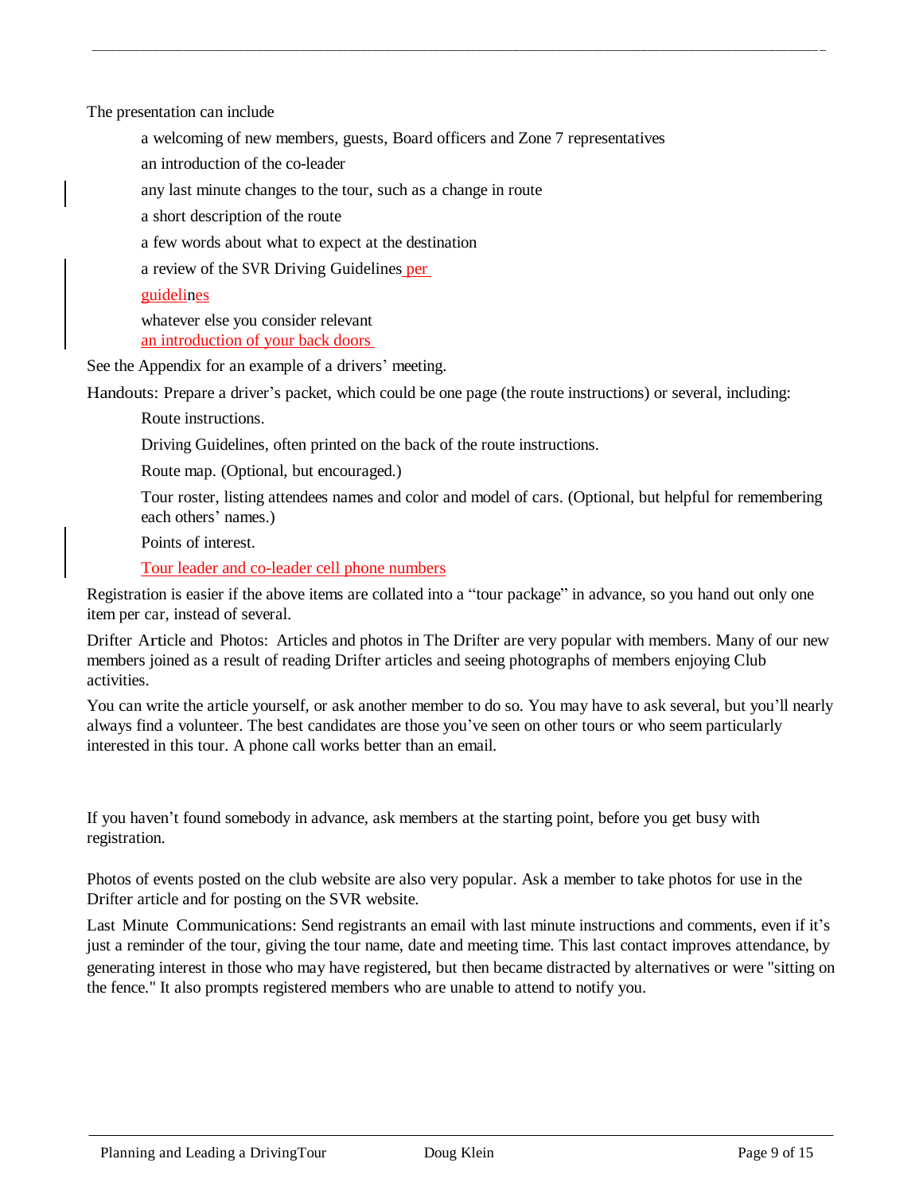The presentation can include

- a welcoming of new members, guests, Board officers and Zone 7 representatives
- an introduction of the co-leader
- any last minute changes to the tour, such as a change in route
- a short description of the route
- a few words about what to expect at the destination
- a review of the SVR Driving Guidelines per guidelines
- whatever else you consider relevant
- an introduction of your back doors

See the Appendix for an example of a drivers' meeting.

Handouts: Prepare a driver's packet, which could be one page (the route instructions) or several, including:

- Route instructions.
- Driving Guidelines, often printed on the back of the route instructions.
- Route map. (Optional, but encouraged.)
- Tour roster, listing attendees names and color and model of cars. (Optional, but helpful for remembering each others' names.)
- Points of interest.
- Tour leader and co-leader cell phone numbers

Registration is easier if the above items are collated into a "tour package" in advance, so you hand out only one item per car, instead of several.

Drifter Article and Photos: Articles and photos in The Drifter are very popular with members. Many of our new members joined as a result of reading Drifter articles and seeing photographs of members enjoying Club activities.

You can write the article yourself, or ask another member to do so. You may have to ask several, but you'll nearly always find a volunteer. The best candidates are those you've seen on other tours or who seem particularly interested in this tour. A phone call works better than an email.

If you haven't found somebody in advance, ask members at the starting point, before you get busy with registration.

Photos of events posted on the club website are also very popular. Ask a member to take photos for use in the Drifter article and for posting on the SVR website.

Last Minute Communications: Send registrants an email with last minute instructions and comments, even if it's just a reminder of the tour, giving the tour name, date and meeting time. This last contact improves attendance, by generating interest in those who may have registered, but then became distracted by alternatives or were "sitting on the fence." It also prompts registered members who are unable to attend to notify you.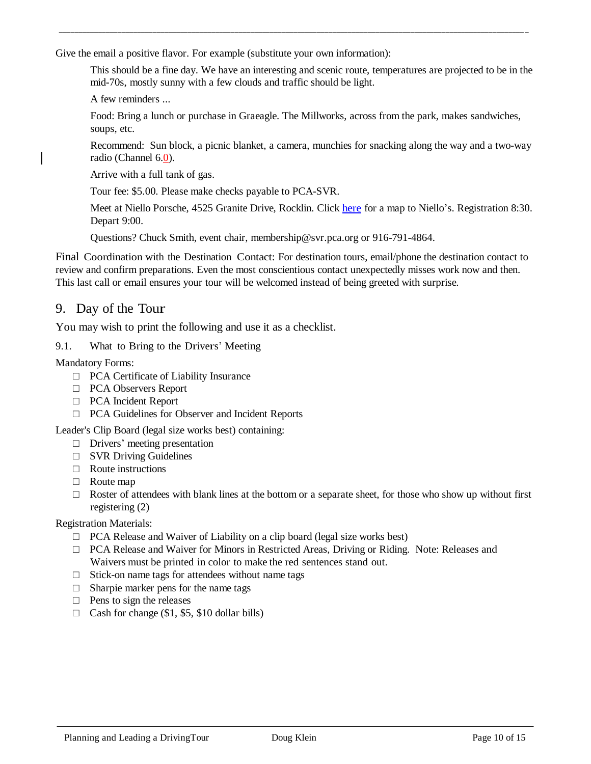Give the email a positive flavor. For example (substitute your own information):

> This should be a fine day. We have an interesting and scenic route, temperatures are projected to be in the mid-70s, mostly sunny with a few clouds and traffic should be light.
>
> A few reminders ...
>
> Food: Bring a lunch or purchase in Graeagle. The Millworks, across from the park, makes sandwiches, soups, etc.
>
> Recommend: Sun block, a picnic blanket, a camera, munchies for snacking along the way and a two-way radio (Channel 6.0).
>
> Arrive with a full tank of gas.
>
> Tour fee: $5.00. Please make checks payable to PCA-SVR.
>
> Meet at Niello Porsche, 4525 Granite Drive, Rocklin. Click here for a map to Niello's. Registration 8:30. Depart 9:00.
>
> Questions? Chuck Smith, event chair, membership@svr.pca.org or 916-791-4864.

Final Coordination with the Destination Contact: For destination tours, email/phone the destination contact to review and confirm preparations. Even the most conscientious contact unexpectedly misses work now and then. This last call or email ensures your tour will be welcomed instead of being greeted with surprise.

## 9. Day of the Tour

You may wish to print the following and use it as a checklist.

### 9.1. What to Bring to the Drivers' Meeting

Mandatory Forms:

- ☐ PCA Certificate of Liability Insurance
- ☐ PCA Observers Report
- ☐ PCA Incident Report
- ☐ PCA Guidelines for Observer and Incident Reports

Leader's Clip Board (legal size works best) containing:

- ☐ Drivers' meeting presentation
- ☐ SVR Driving Guidelines
- ☐ Route instructions
- ☐ Route map
- ☐ Roster of attendees with blank lines at the bottom or a separate sheet, for those who show up without first registering (2)

Registration Materials:

- ☐ PCA Release and Waiver of Liability on a clip board (legal size works best)
- ☐ PCA Release and Waiver for Minors in Restricted Areas, Driving or Riding. Note: Releases and Waivers must be printed in color to make the red sentences stand out.
- ☐ Stick-on name tags for attendees without name tags
- ☐ Sharpie marker pens for the name tags
- ☐ Pens to sign the releases
- ☐ Cash for change ($1, $5, $10 dollar bills)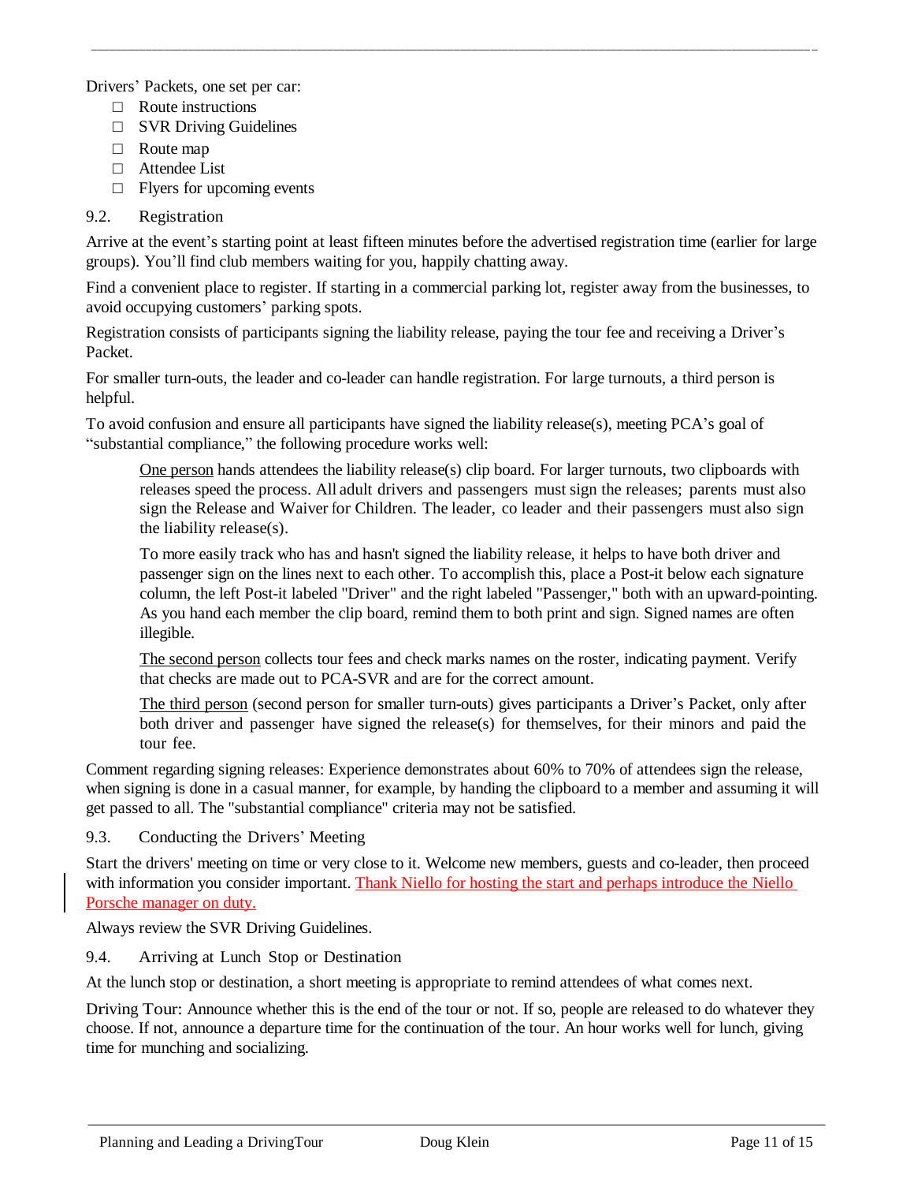Drivers' Packets, one set per car:

- ☐ Route instructions
- ☐ SVR Driving Guidelines
- ☐ Route map
- ☐ Attendee List
- ☐ Flyers for upcoming events

### 9.2. Registration

Arrive at the event's starting point at least fifteen minutes before the advertised registration time (earlier for large groups). You'll find club members waiting for you, happily chatting away.

Find a convenient place to register. If starting in a commercial parking lot, register away from the businesses, to avoid occupying customers' parking spots.

Registration consists of participants signing the liability release, paying the tour fee and receiving a Driver's Packet.

For smaller turn-outs, the leader and co-leader can handle registration. For large turnouts, a third person is helpful.

To avoid confusion and ensure all participants have signed the liability release(s), meeting PCA's goal of "substantial compliance," the following procedure works well:

> One person hands attendees the liability release(s) clip board. For larger turnouts, two clipboards with releases speed the process. All adult drivers and passengers must sign the releases; parents must also sign the Release and Waiver for Children. The leader, co leader and their passengers must also sign the liability release(s).
>
> To more easily track who has and hasn't signed the liability release, it helps to have both driver and passenger sign on the lines next to each other. To accomplish this, place a Post-it below each signature column, the left Post-it labeled "Driver" and the right labeled "Passenger," both with an upward-pointing. As you hand each member the clip board, remind them to both print and sign. Signed names are often illegible.
>
> The second person collects tour fees and check marks names on the roster, indicating payment. Verify that checks are made out to PCA-SVR and are for the correct amount.
>
> The third person (second person for smaller turn-outs) gives participants a Driver's Packet, only after both driver and passenger have signed the release(s) for themselves, for their minors and paid the tour fee.

Comment regarding signing releases: Experience demonstrates about 60% to 70% of attendees sign the release, when signing is done in a casual manner, for example, by handing the clipboard to a member and assuming it will get passed to all. The "substantial compliance" criteria may not be satisfied.

### 9.3. Conducting the Drivers' Meeting

Start the drivers' meeting on time or very close to it. Welcome new members, guests and co-leader, then proceed with information you consider important. Thank Niello for hosting the start and perhaps introduce the Niello Porsche manager on duty.

Always review the SVR Driving Guidelines.

### 9.4. Arriving at Lunch Stop or Destination

At the lunch stop or destination, a short meeting is appropriate to remind attendees of what comes next.

Driving Tour: Announce whether this is the end of the tour or not. If so, people are released to do whatever they choose. If not, announce a departure time for the continuation of the tour. An hour works well for lunch, giving time for munching and socializing.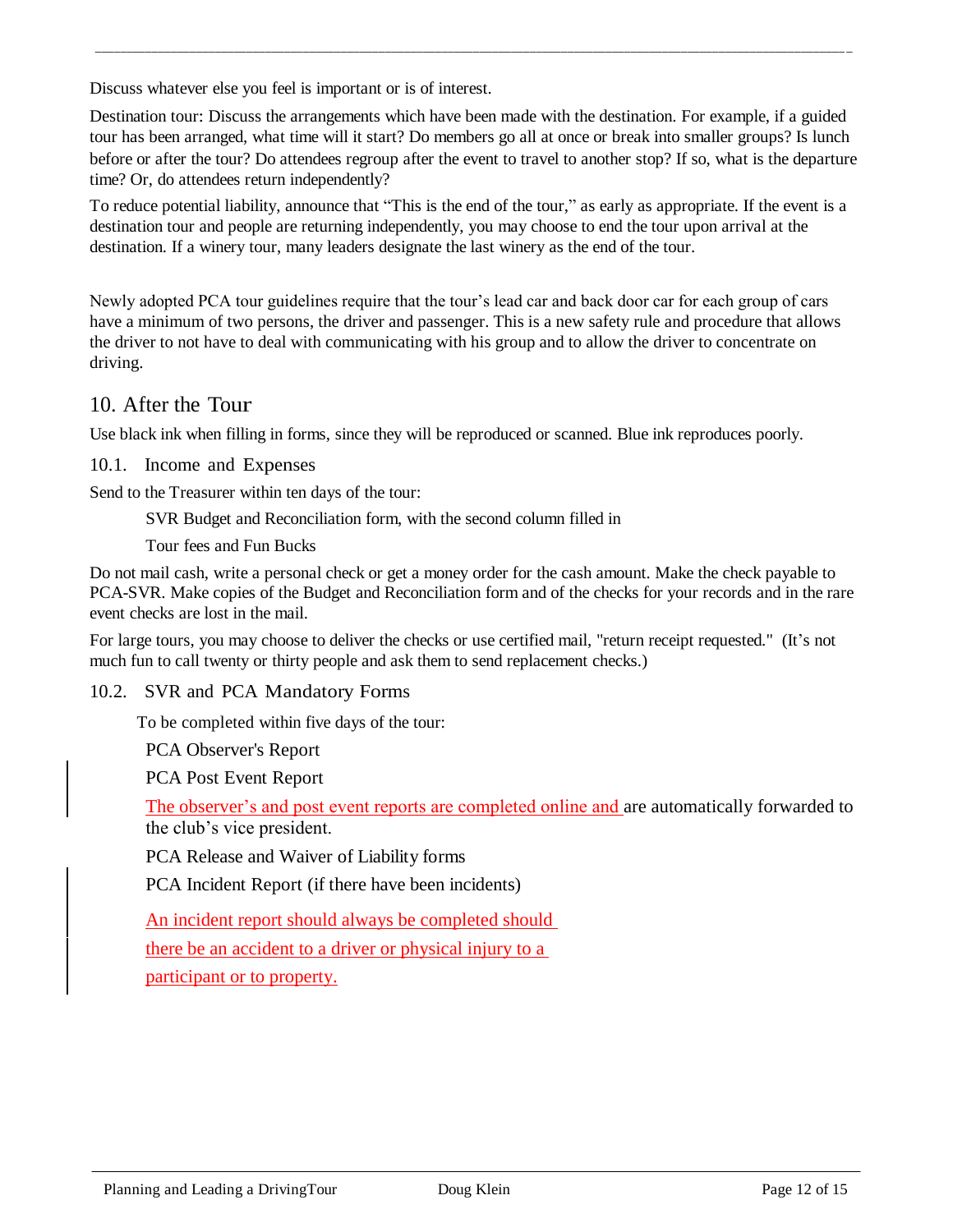Discuss whatever else you feel is important or is of interest.

Destination tour: Discuss the arrangements which have been made with the destination. For example, if a guided tour has been arranged, what time will it start? Do members go all at once or break into smaller groups? Is lunch before or after the tour? Do attendees regroup after the event to travel to another stop? If so, what is the departure time? Or, do attendees return independently?

To reduce potential liability, announce that "This is the end of the tour," as early as appropriate. If the event is a destination tour and people are returning independently, you may choose to end the tour upon arrival at the destination. If a winery tour, many leaders designate the last winery as the end of the tour.

Newly adopted PCA tour guidelines require that the tour's lead car and back door car for each group of cars have a minimum of two persons, the driver and passenger. This is a new safety rule and procedure that allows the driver to not have to deal with communicating with his group and to allow the driver to concentrate on driving.

## 10. After the Tour

Use black ink when filling in forms, since they will be reproduced or scanned. Blue ink reproduces poorly.

### 10.1. Income and Expenses

Send to the Treasurer within ten days of the tour:

- SVR Budget and Reconciliation form, with the second column filled in
- Tour fees and Fun Bucks

Do not mail cash, write a personal check or get a money order for the cash amount. Make the check payable to PCA-SVR. Make copies of the Budget and Reconciliation form and of the checks for your records and in the rare event checks are lost in the mail.

For large tours, you may choose to deliver the checks or use certified mail, "return receipt requested." (It's not much fun to call twenty or thirty people and ask them to send replacement checks.)

### 10.2. SVR and PCA Mandatory Forms

To be completed within five days of the tour:

- PCA Observer's Report
- PCA Post Event Report

  The observer's and post event reports are completed online and are automatically forwarded to the club's vice president.

- PCA Release and Waiver of Liability forms
- PCA Incident Report (if there have been incidents)

  An incident report should always be completed should there be an accident to a driver or physical injury to a participant or to property.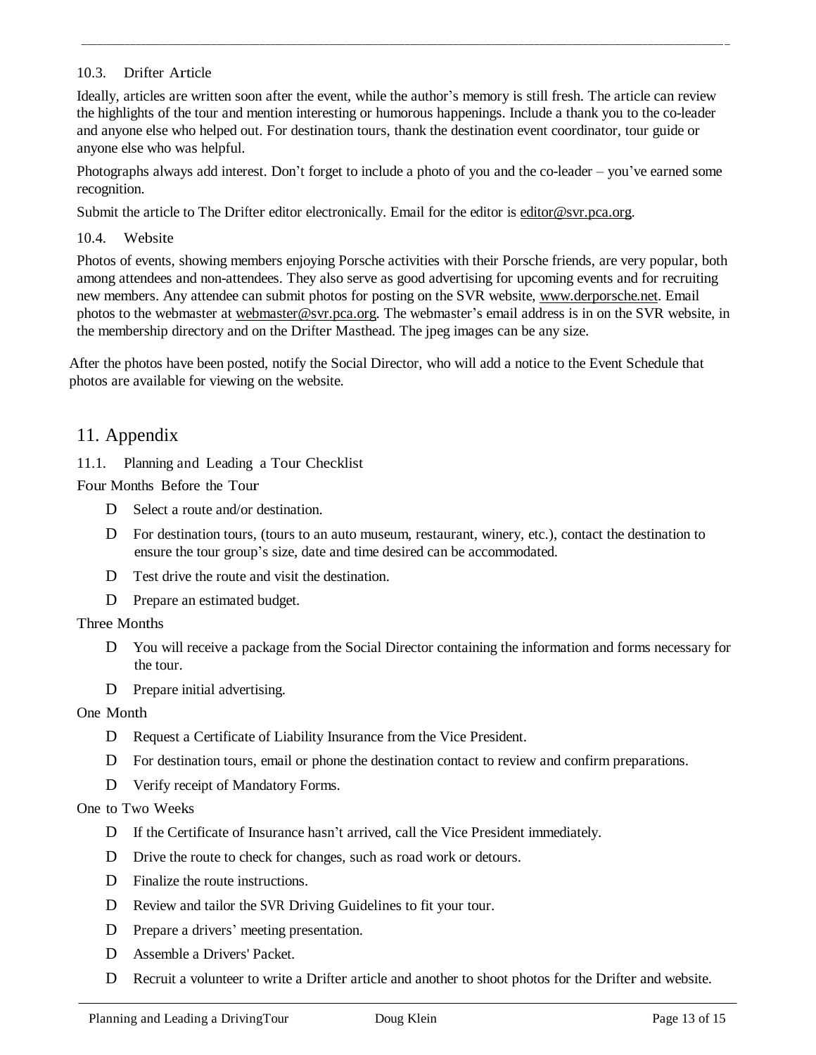### 10.3. Drifter Article

Ideally, articles are written soon after the event, while the author's memory is still fresh. The article can review the highlights of the tour and mention interesting or humorous happenings. Include a thank you to the co-leader and anyone else who helped out. For destination tours, thank the destination event coordinator, tour guide or anyone else who was helpful.

Photographs always add interest. Don't forget to include a photo of you and the co-leader – you've earned some recognition.

Submit the article to The Drifter editor electronically. Email for the editor is editor@svr.pca.org.

### 10.4. Website

Photos of events, showing members enjoying Porsche activities with their Porsche friends, are very popular, both among attendees and non-attendees. They also serve as good advertising for upcoming events and for recruiting new members. Any attendee can submit photos for posting on the SVR website, www.derporsche.net. Email photos to the webmaster at webmaster@svr.pca.org. The webmaster's email address is in on the SVR website, in the membership directory and on the Drifter Masthead. The jpeg images can be any size.

After the photos have been posted, notify the Social Director, who will add a notice to the Event Schedule that photos are available for viewing on the website.

## 11. Appendix

### 11.1. Planning and Leading a Tour Checklist

Four Months Before the Tour

- ☐ Select a route and/or destination.
- ☐ For destination tours, (tours to an auto museum, restaurant, winery, etc.), contact the destination to ensure the tour group's size, date and time desired can be accommodated.
- ☐ Test drive the route and visit the destination.
- ☐ Prepare an estimated budget.

Three Months

- ☐ You will receive a package from the Social Director containing the information and forms necessary for the tour.
- ☐ Prepare initial advertising.

One Month

- ☐ Request a Certificate of Liability Insurance from the Vice President.
- ☐ For destination tours, email or phone the destination contact to review and confirm preparations.
- ☐ Verify receipt of Mandatory Forms.

One to Two Weeks

- ☐ If the Certificate of Insurance hasn't arrived, call the Vice President immediately.
- ☐ Drive the route to check for changes, such as road work or detours.
- ☐ Finalize the route instructions.
- ☐ Review and tailor the SVR Driving Guidelines to fit your tour.
- ☐ Prepare a drivers' meeting presentation.
- ☐ Assemble a Drivers' Packet.
- ☐ Recruit a volunteer to write a Drifter article and another to shoot photos for the Drifter and website.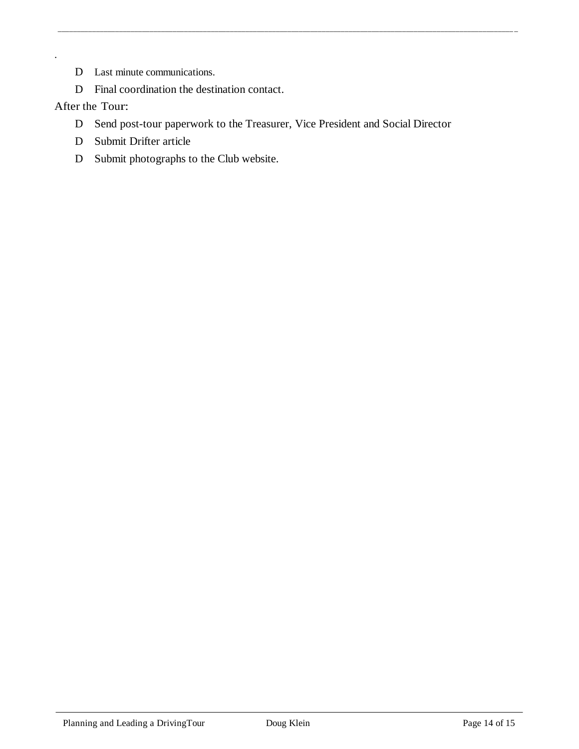.

- Last minute communications.
- Final coordination the destination contact.

After the Tour:

- Send post-tour paperwork to the Treasurer, Vice President and Social Director
- Submit Drifter article
- Submit photographs to the Club website.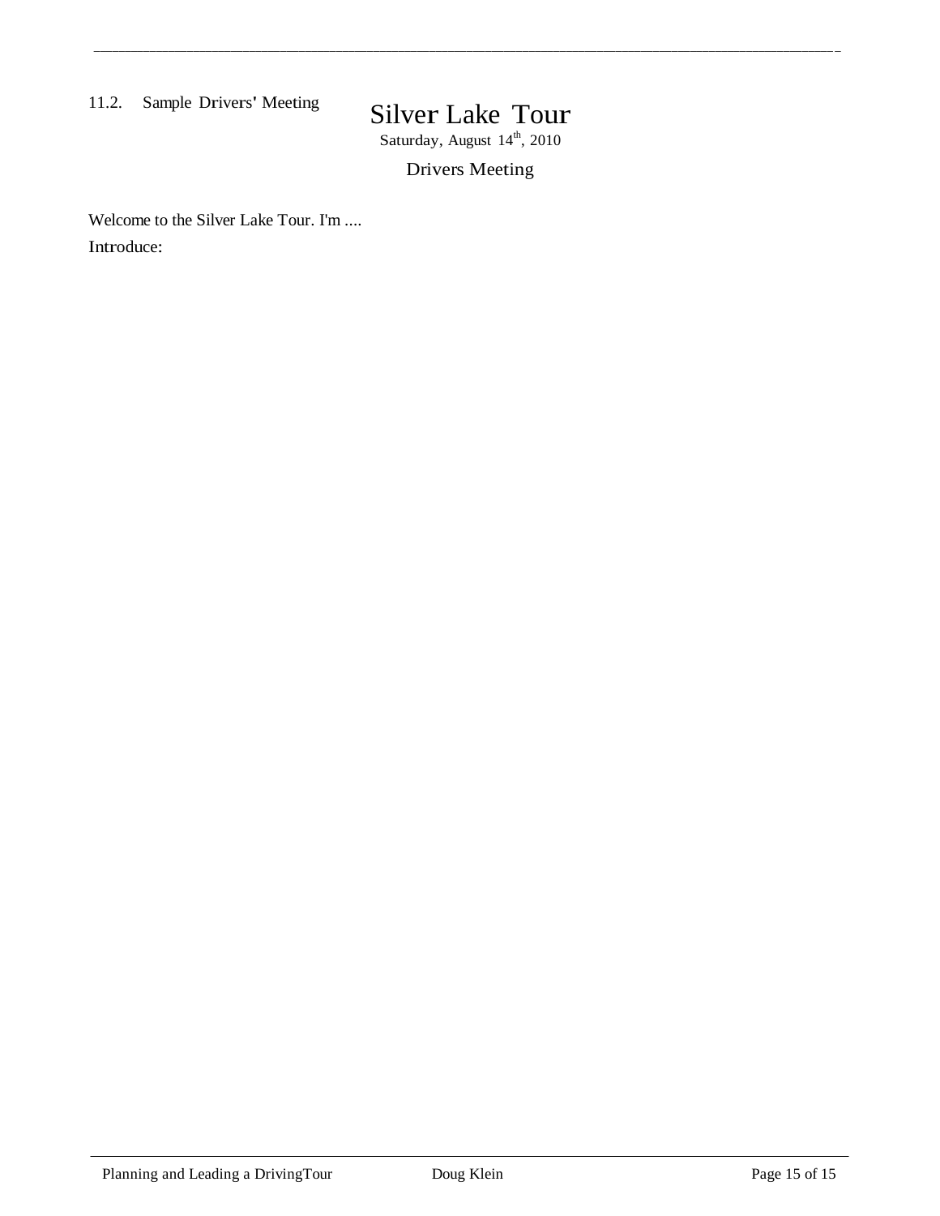### 11.2. Sample Drivers' Meeting

# Silver Lake Tour

Saturday, August 14th, 2010

## Drivers Meeting

Welcome to the Silver Lake Tour. I'm ....

Introduce: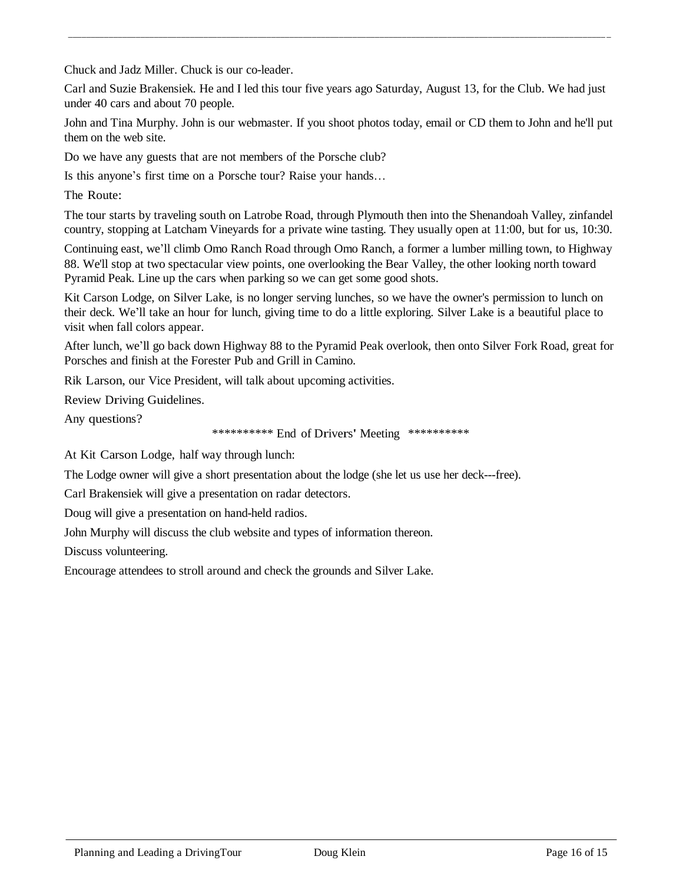Chuck and Jadz Miller. Chuck is our co-leader.

Carl and Suzie Brakensiek. He and I led this tour five years ago Saturday, August 13, for the Club. We had just under 40 cars and about 70 people.

John and Tina Murphy. John is our webmaster. If you shoot photos today, email or CD them to John and he'll put them on the web site.

Do we have any guests that are not members of the Porsche club?

Is this anyone’s first time on a Porsche tour? Raise your hands…

The Route:

The tour starts by traveling south on Latrobe Road, through Plymouth then into the Shenandoah Valley, zinfandel country, stopping at Latcham Vineyards for a private wine tasting. They usually open at 11:00, but for us, 10:30.

Continuing east, we’ll climb Omo Ranch Road through Omo Ranch, a former a lumber milling town, to Highway 88. We'll stop at two spectacular view points, one overlooking the Bear Valley, the other looking north toward Pyramid Peak. Line up the cars when parking so we can get some good shots.

Kit Carson Lodge, on Silver Lake, is no longer serving lunches, so we have the owner's permission to lunch on their deck. We’ll take an hour for lunch, giving time to do a little exploring. Silver Lake is a beautiful place to visit when fall colors appear.

After lunch, we’ll go back down Highway 88 to the Pyramid Peak overlook, then onto Silver Fork Road, great for Porsches and finish at the Forester Pub and Grill in Camino.

Rik Larson, our Vice President, will talk about upcoming activities.

Review Driving Guidelines.

Any questions?

********** End of Drivers' Meeting **********

At Kit Carson Lodge, half way through lunch:

The Lodge owner will give a short presentation about the lodge (she let us use her deck---free).

Carl Brakensiek will give a presentation on radar detectors.

Doug will give a presentation on hand-held radios.

John Murphy will discuss the club website and types of information thereon.

Discuss volunteering.

Encourage attendees to stroll around and check the grounds and Silver Lake.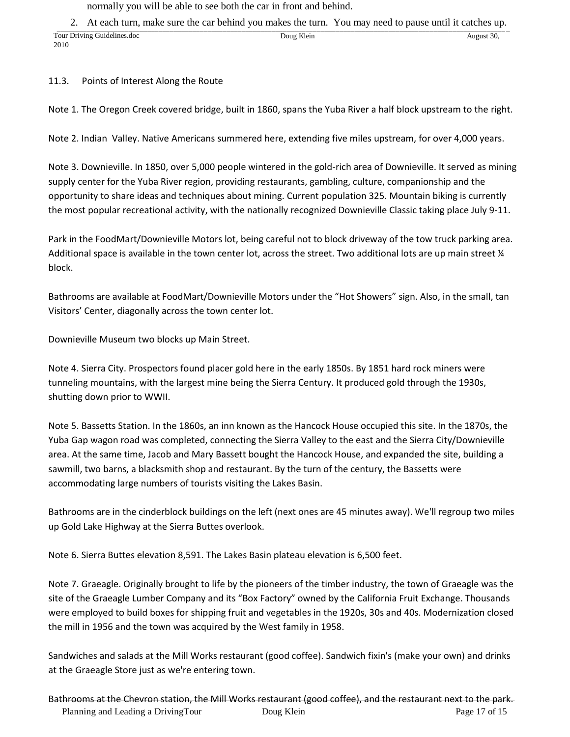normally you will be able to see both the car in front and behind.

2. At each turn, make sure the car behind you makes the turn. You may need to pause until it catches up.

11.3. Points of Interest Along the Route

Note 1. The Oregon Creek covered bridge, built in 1860, spans the Yuba River a half block upstream to the right.

Note 2. Indian Valley. Native Americans summered here, extending five miles upstream, for over 4,000 years.

Note 3. Downieville. In 1850, over 5,000 people wintered in the gold-rich area of Downieville. It served as mining supply center for the Yuba River region, providing restaurants, gambling, culture, companionship and the opportunity to share ideas and techniques about mining. Current population 325. Mountain biking is currently the most popular recreational activity, with the nationally recognized Downieville Classic taking place July 9-11.

Park in the FoodMart/Downieville Motors lot, being careful not to block driveway of the tow truck parking area. Additional space is available in the town center lot, across the street. Two additional lots are up main street ¼ block.

Bathrooms are available at FoodMart/Downieville Motors under the "Hot Showers" sign. Also, in the small, tan Visitors' Center, diagonally across the town center lot.

Downieville Museum two blocks up Main Street.

Note 4. Sierra City. Prospectors found placer gold here in the early 1850s. By 1851 hard rock miners were tunneling mountains, with the largest mine being the Sierra Century. It produced gold through the 1930s, shutting down prior to WWII.

Note 5. Bassetts Station. In the 1860s, an inn known as the Hancock House occupied this site. In the 1870s, the Yuba Gap wagon road was completed, connecting the Sierra Valley to the east and the Sierra City/Downieville area. At the same time, Jacob and Mary Bassett bought the Hancock House, and expanded the site, building a sawmill, two barns, a blacksmith shop and restaurant. By the turn of the century, the Bassetts were accommodating large numbers of tourists visiting the Lakes Basin.

Bathrooms are in the cinderblock buildings on the left (next ones are 45 minutes away). We'll regroup two miles up Gold Lake Highway at the Sierra Buttes overlook.

Note 6. Sierra Buttes elevation 8,591. The Lakes Basin plateau elevation is 6,500 feet.

Note 7. Graeagle. Originally brought to life by the pioneers of the timber industry, the town of Graeagle was the site of the Graeagle Lumber Company and its "Box Factory" owned by the California Fruit Exchange. Thousands were employed to build boxes for shipping fruit and vegetables in the 1920s, 30s and 40s. Modernization closed the mill in 1956 and the town was acquired by the West family in 1958.

Sandwiches and salads at the Mill Works restaurant (good coffee). Sandwich fixin's (make your own) and drinks at the Graeagle Store just as we're entering town.

~~Bathrooms at the Chevron station, the Mill Works restaurant (good coffee), and the restaurant next to the park.~~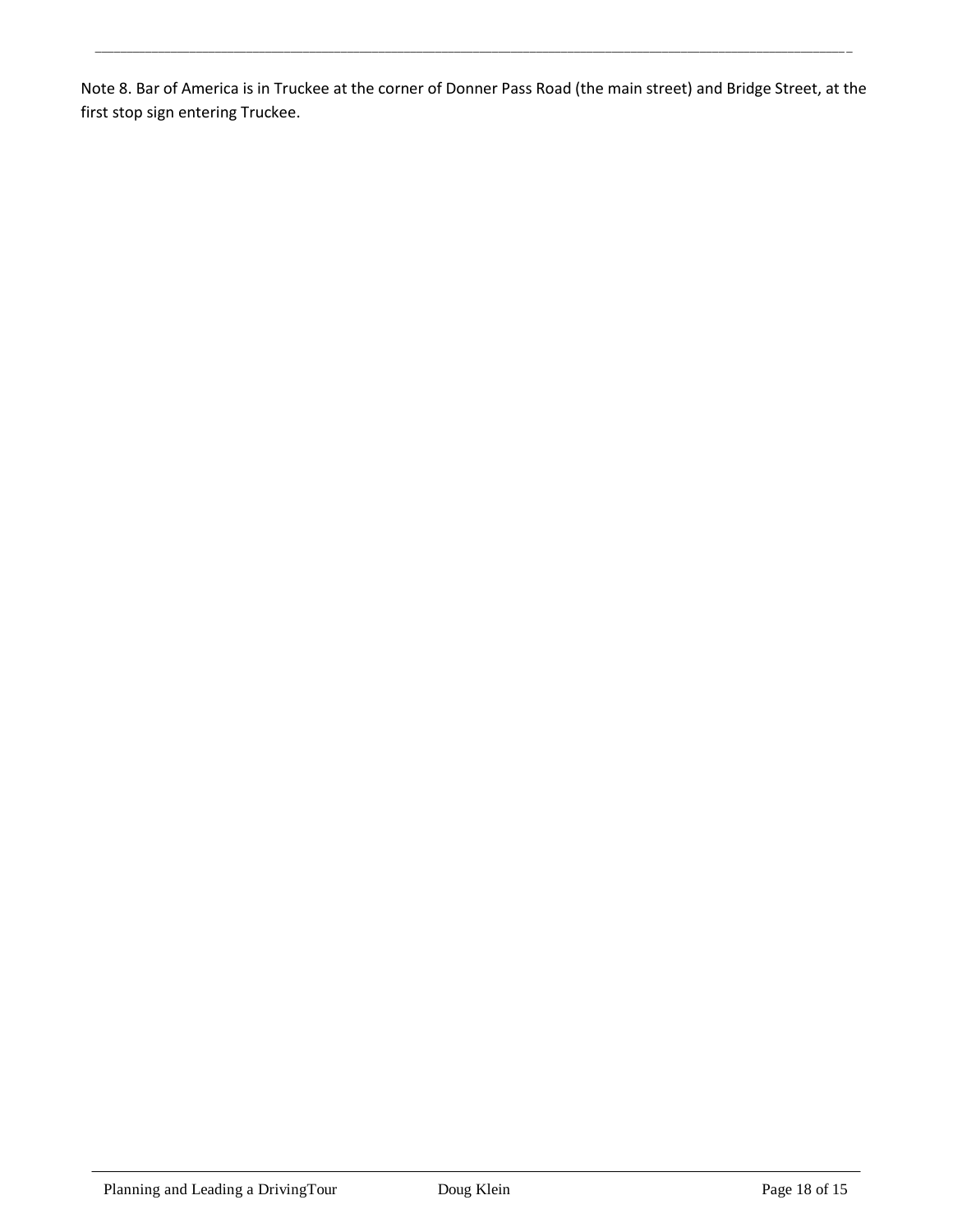Note 8. Bar of America is in Truckee at the corner of Donner Pass Road (the main street) and Bridge Street, at the first stop sign entering Truckee.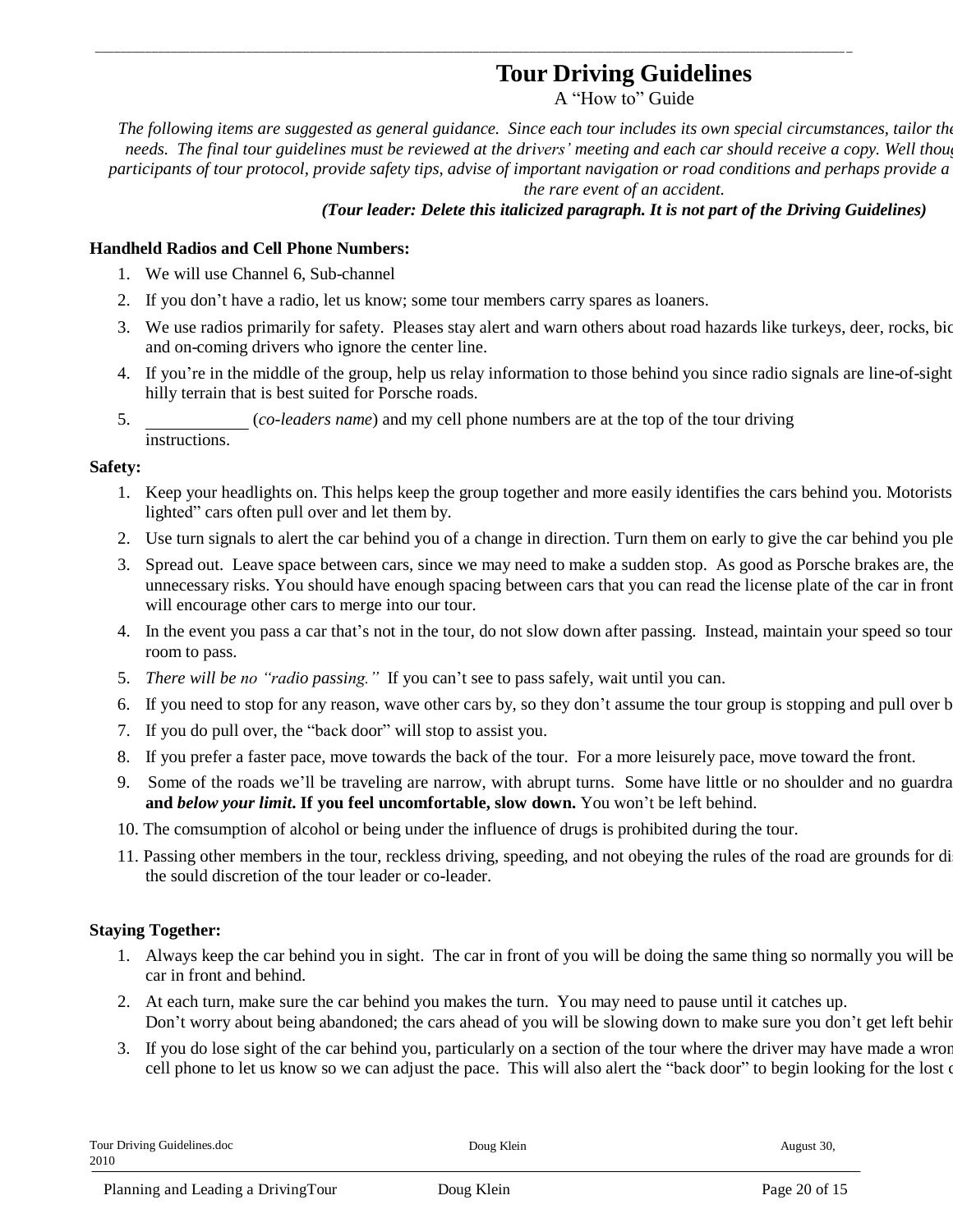# Tour Driving Guidelines

A "How to" Guide

*The following items are suggested as general guidance. Since each tour includes its own special circumstances, tailor the needs. The final tour guidelines must be reviewed at the drivers' meeting and each car should receive a copy. Well thoug participants of tour protocol, provide safety tips, advise of important navigation or road conditions and perhaps provide a the rare event of an accident.*

***(Tour leader: Delete this italicized paragraph. It is not part of the Driving Guidelines)***

**Handheld Radios and Cell Phone Numbers:**

1. We will use Channel 6, Sub-channel
2. If you don't have a radio, let us know; some tour members carry spares as loaners.
3. We use radios primarily for safety. Pleases stay alert and warn others about road hazards like turkeys, deer, rocks, bic and on-coming drivers who ignore the center line.
4. If you're in the middle of the group, help us relay information to those behind you since radio signals are line-of-sight hilly terrain that is best suited for Porsche roads.
5. ____________ (*co-leaders name*) and my cell phone numbers are at the top of the tour driving instructions.

**Safety:**

1. Keep your headlights on. This helps keep the group together and more easily identifies the cars behind you. Motorists lighted" cars often pull over and let them by.
2. Use turn signals to alert the car behind you of a change in direction. Turn them on early to give the car behind you ple
3. Spread out. Leave space between cars, since we may need to make a sudden stop. As good as Porsche brakes are, the unnecessary risks. You should have enough spacing between cars that you can read the license plate of the car in front will encourage other cars to merge into our tour.
4. In the event you pass a car that's not in the tour, do not slow down after passing. Instead, maintain your speed so tour room to pass.
5. *There will be no "radio passing."* If you can't see to pass safely, wait until you can.
6. If you need to stop for any reason, wave other cars by, so they don't assume the tour group is stopping and pull over b
7. If you do pull over, the "back door" will stop to assist you.
8. If you prefer a faster pace, move towards the back of the tour. For a more leisurely pace, move toward the front.
9. Some of the roads we'll be traveling are narrow, with abrupt turns. Some have little or no shoulder and no guardra **and *below your limit*. If you feel uncomfortable, slow down.** You won't be left behind.
10. The comsumption of alcohol or being under the influence of drugs is prohibited during the tour.
11. Passing other members in the tour, reckless driving, speeding, and not obeying the rules of the road are grounds for di the sould discretion of the tour leader or co-leader.

**Staying Together:**

1. Always keep the car behind you in sight. The car in front of you will be doing the same thing so normally you will be car in front and behind.
2. At each turn, make sure the car behind you makes the turn. You may need to pause until it catches up. Don't worry about being abandoned; the cars ahead of you will be slowing down to make sure you don't get left behin
3. If you do lose sight of the car behind you, particularly on a section of the tour where the driver may have made a wron cell phone to let us know so we can adjust the pace. This will also alert the "back door" to begin looking for the lost c

Tour Driving Guidelines.doc Doug Klein August 30, 2010